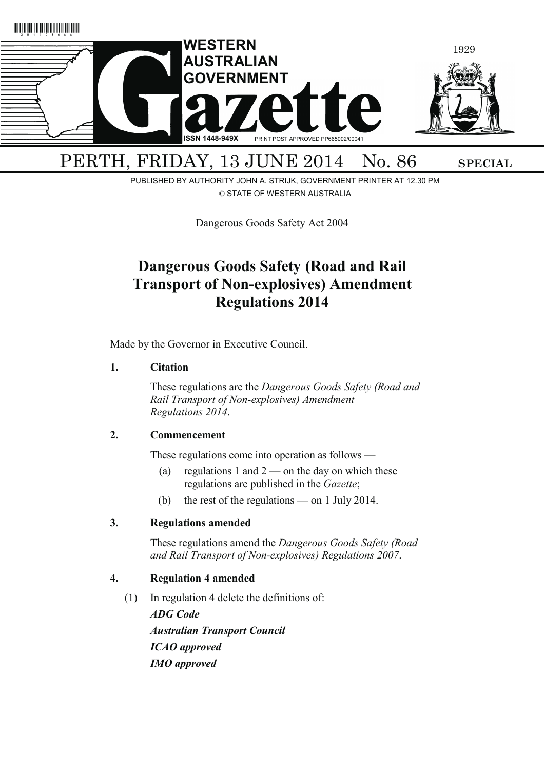# WESTERN AUSTRALIAN GOVERNMENT Gazette

ISSN 1448-949X PRINT POST APPROVED PP665002/00041

1929

PERTH, FRIDAY, 13 JUNE 2014 No. 86 **SPECIAL**

PUBLISHED BY AUTHORITY JOHN A. STRIJK, GOVERNMENT PRINTER AT 12.30 PM

© STATE OF WESTERN AUSTRALIA

Dangerous Goods Safety Act 2004

## Dangerous Goods Safety (Road and Rail Transport of Non-explosives) Amendment Regulations 2014

Made by the Governor in Executive Council.

**1. Citation**

These regulations are the *Dangerous Goods Safety (Road and Rail Transport of Non-explosives) Amendment Regulations 2014*.

**2. Commencement**

These regulations come into operation as follows —

(a) regulations 1 and 2 — on the day on which these regulations are published in the *Gazette*;

(b) the rest of the regulations — on 1 July 2014.

**3. Regulations amended**

These regulations amend the *Dangerous Goods Safety (Road and Rail Transport of Non-explosives) Regulations 2007*.

**4. Regulation 4 amended**

(1) In regulation 4 delete the definitions of:

***ADG Code***

***Australian Transport Council***

***ICAO approved***

***IMO approved***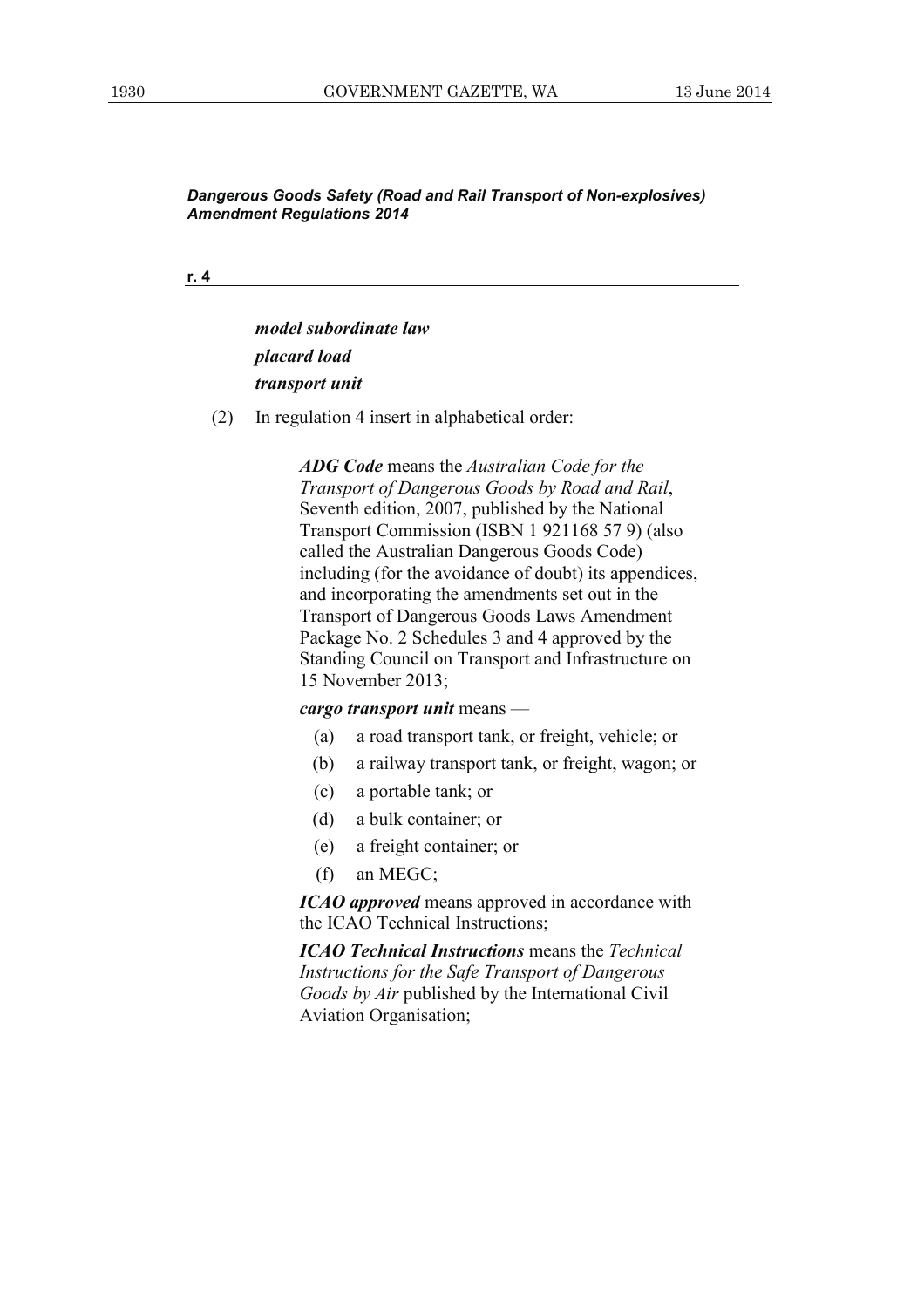*Dangerous Goods Safety (Road and Rail Transport of Non-explosives) Amendment Regulations 2014*

**r. 4**

***model subordinate law***

***placard load***

***transport unit***

(2) In regulation 4 insert in alphabetical order:

***ADG Code*** means the *Australian Code for the Transport of Dangerous Goods by Road and Rail*, Seventh edition, 2007, published by the National Transport Commission (ISBN 1 921168 57 9) (also called the Australian Dangerous Goods Code) including (for the avoidance of doubt) its appendices, and incorporating the amendments set out in the Transport of Dangerous Goods Laws Amendment Package No. 2 Schedules 3 and 4 approved by the Standing Council on Transport and Infrastructure on 15 November 2013;

***cargo transport unit*** means —

(a) a road transport tank, or freight, vehicle; or

(b) a railway transport tank, or freight, wagon; or

(c) a portable tank; or

(d) a bulk container; or

(e) a freight container; or

(f) an MEGC;

***ICAO approved*** means approved in accordance with the ICAO Technical Instructions;

***ICAO Technical Instructions*** means the *Technical Instructions for the Safe Transport of Dangerous Goods by Air* published by the International Civil Aviation Organisation;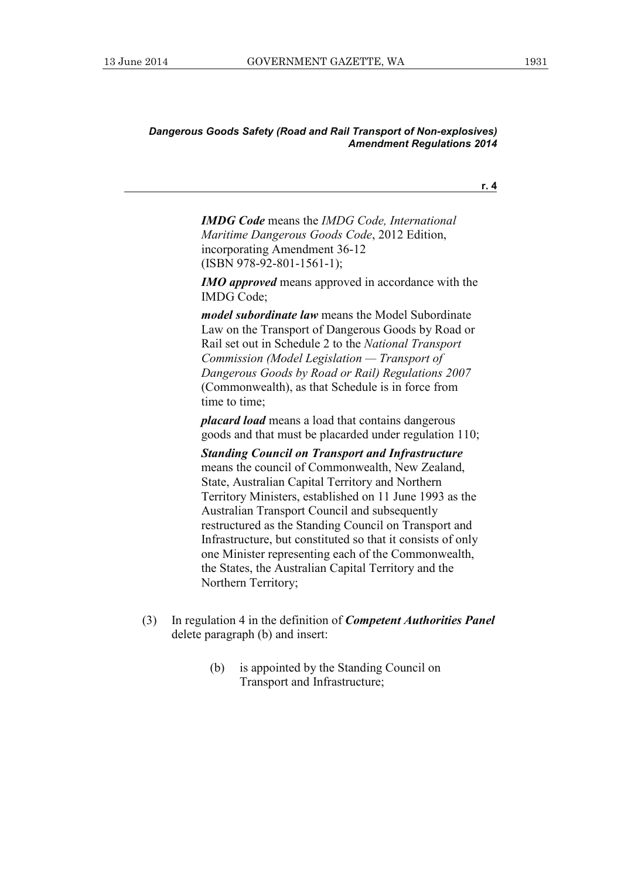*IMDG Code* means the *IMDG Code, International Maritime Dangerous Goods Code*, 2012 Edition, incorporating Amendment 36-12 (ISBN 978-92-801-1561-1);

*IMO approved* means approved in accordance with the IMDG Code;

*model subordinate law* means the Model Subordinate Law on the Transport of Dangerous Goods by Road or Rail set out in Schedule 2 to the *National Transport Commission (Model Legislation — Transport of Dangerous Goods by Road or Rail) Regulations 2007* (Commonwealth), as that Schedule is in force from time to time;

*placard load* means a load that contains dangerous goods and that must be placarded under regulation 110;

*Standing Council on Transport and Infrastructure* means the council of Commonwealth, New Zealand, State, Australian Capital Territory and Northern Territory Ministers, established on 11 June 1993 as the Australian Transport Council and subsequently restructured as the Standing Council on Transport and Infrastructure, but constituted so that it consists of only one Minister representing each of the Commonwealth, the States, the Australian Capital Territory and the Northern Territory;

(3) In regulation 4 in the definition of ***Competent Authorities Panel*** delete paragraph (b) and insert:

(b) is appointed by the Standing Council on Transport and Infrastructure;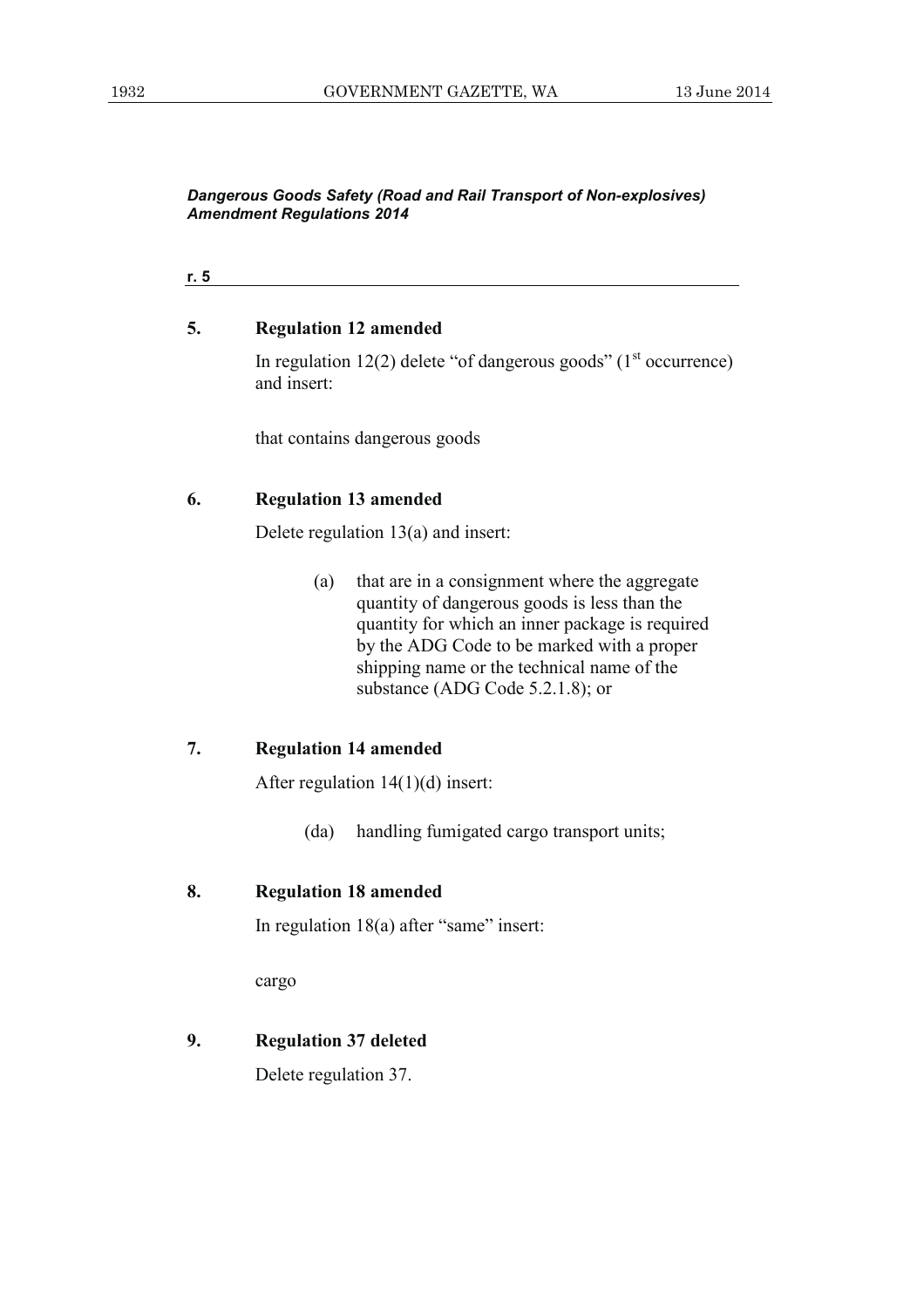*Dangerous Goods Safety (Road and Rail Transport of Non-explosives) Amendment Regulations 2014*

**r. 5**

### 5. Regulation 12 amended

In regulation 12(2) delete "of dangerous goods" (1st occurrence) and insert:

that contains dangerous goods

### 6. Regulation 13 amended

Delete regulation 13(a) and insert:

(a) that are in a consignment where the aggregate quantity of dangerous goods is less than the quantity for which an inner package is required by the ADG Code to be marked with a proper shipping name or the technical name of the substance (ADG Code 5.2.1.8); or

### 7. Regulation 14 amended

After regulation 14(1)(d) insert:

(da) handling fumigated cargo transport units;

### 8. Regulation 18 amended

In regulation 18(a) after "same" insert:

cargo

### 9. Regulation 37 deleted

Delete regulation 37.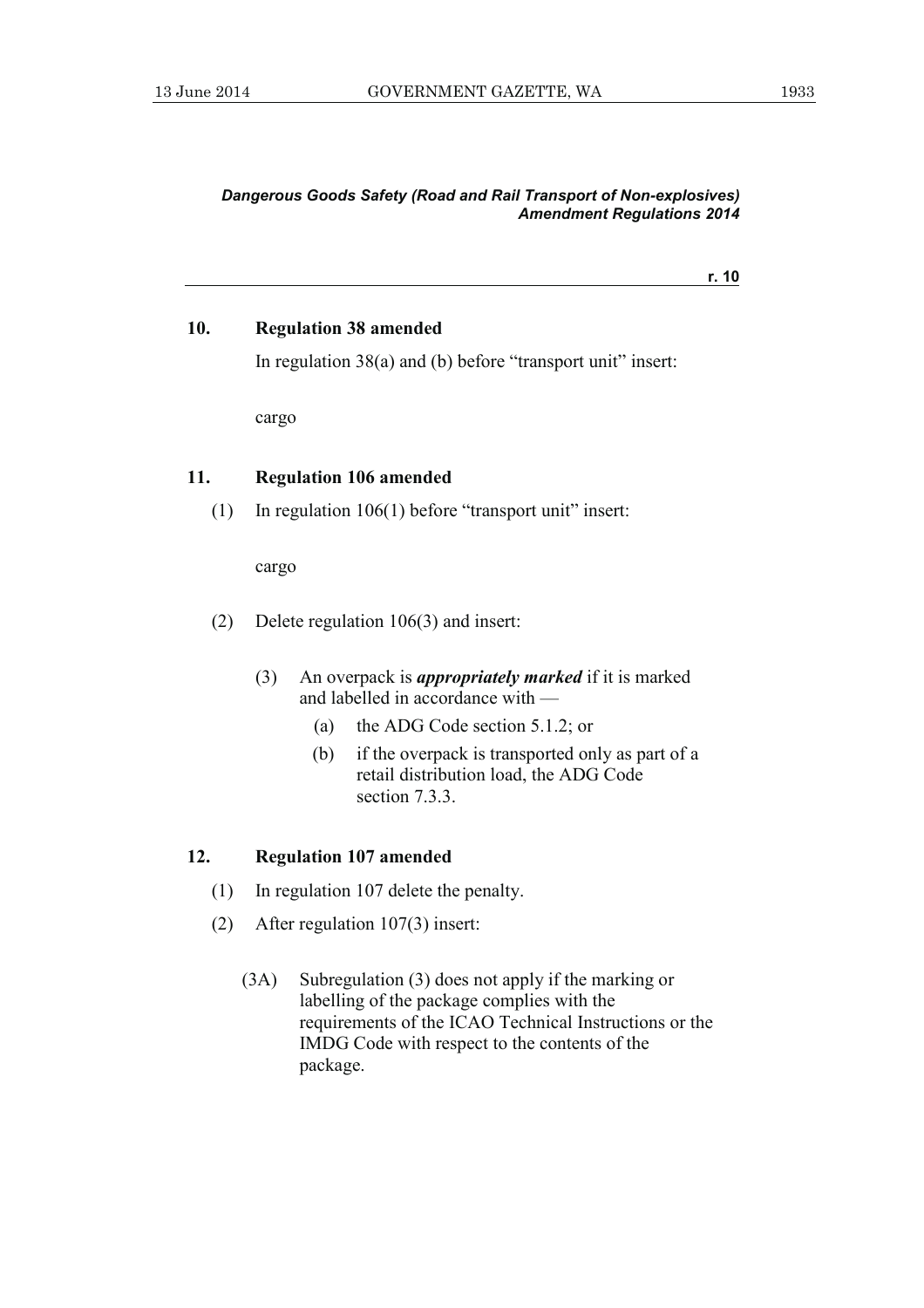### 10. Regulation 38 amended

In regulation 38(a) and (b) before "transport unit" insert:

cargo

### 11. Regulation 106 amended

(1) In regulation 106(1) before "transport unit" insert:

cargo

(2) Delete regulation 106(3) and insert:

(3) An overpack is ***appropriately marked*** if it is marked and labelled in accordance with —

(a) the ADG Code section 5.1.2; or

(b) if the overpack is transported only as part of a retail distribution load, the ADG Code section 7.3.3.

### 12. Regulation 107 amended

(1) In regulation 107 delete the penalty.

(2) After regulation 107(3) insert:

(3A) Subregulation (3) does not apply if the marking or labelling of the package complies with the requirements of the ICAO Technical Instructions or the IMDG Code with respect to the contents of the package.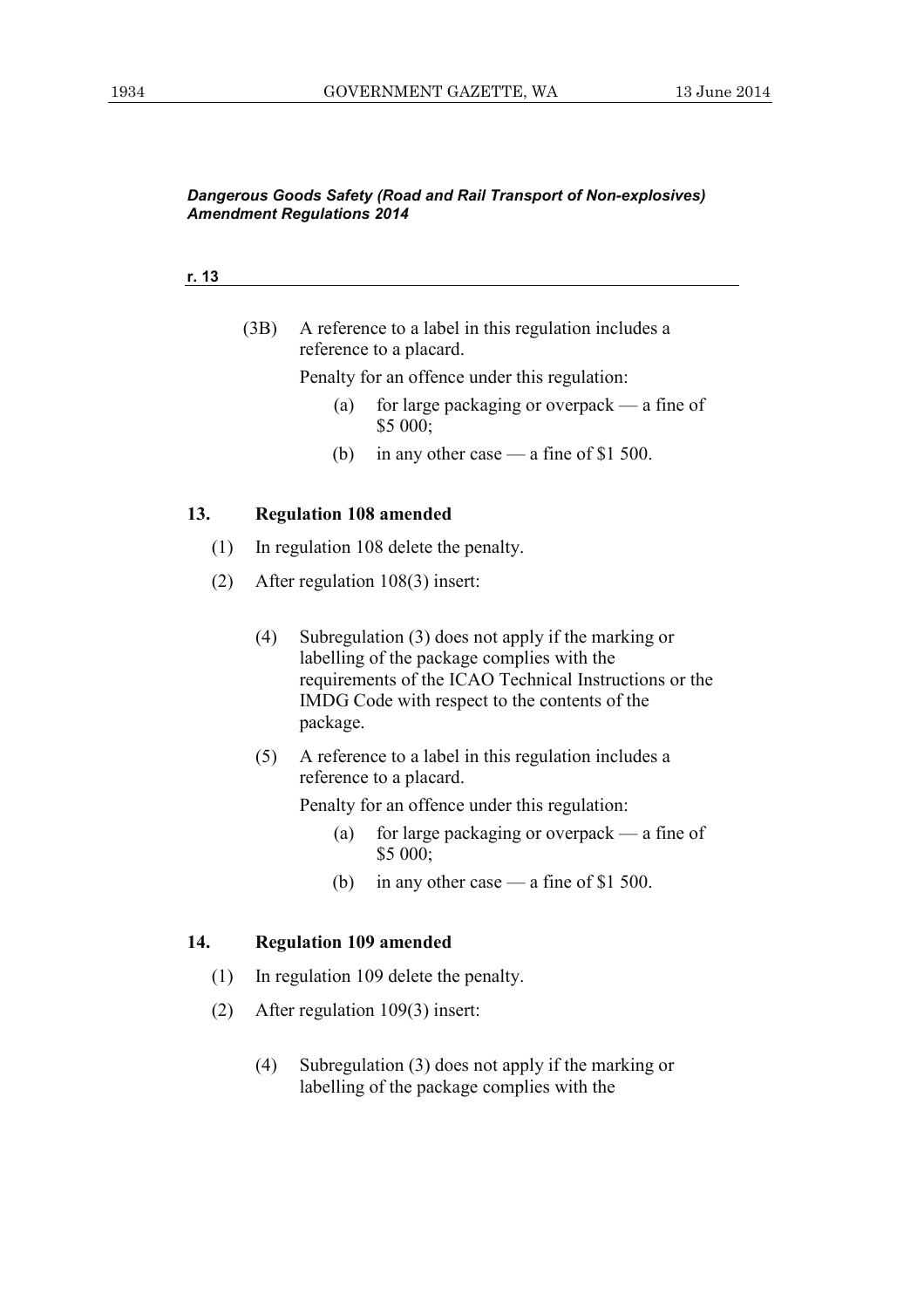(3B) A reference to a label in this regulation includes a reference to a placard.

Penalty for an offence under this regulation:

(a) for large packaging or overpack — a fine of $5 000;

(b) in any other case — a fine of $1 500.

## 13. Regulation 108 amended

(1) In regulation 108 delete the penalty.

(2) After regulation 108(3) insert:

> (4) Subregulation (3) does not apply if the marking or labelling of the package complies with the requirements of the ICAO Technical Instructions or the IMDG Code with respect to the contents of the package.
>
> (5) A reference to a label in this regulation includes a reference to a placard.
>
> Penalty for an offence under this regulation:
>
> (a) for large packaging or overpack — a fine of $5 000;
>
> (b) in any other case — a fine of $1 500.

## 14. Regulation 109 amended

(1) In regulation 109 delete the penalty.

(2) After regulation 109(3) insert:

> (4) Subregulation (3) does not apply if the marking or labelling of the package complies with the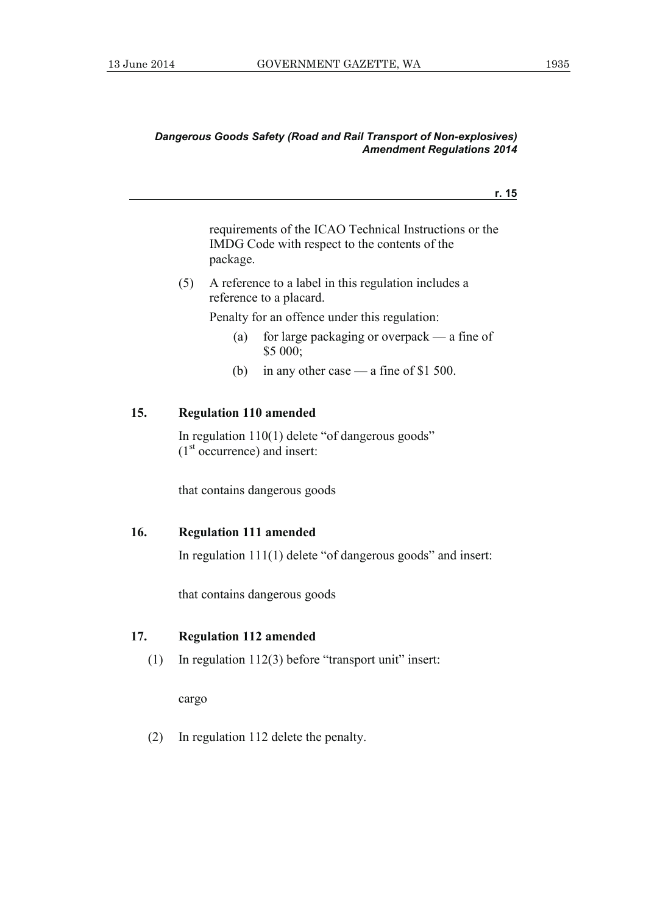requirements of the ICAO Technical Instructions or the IMDG Code with respect to the contents of the package.

(5) A reference to a label in this regulation includes a reference to a placard.

Penalty for an offence under this regulation:

(a) for large packaging or overpack — a fine of $5 000;

(b) in any other case — a fine of $1 500.

## 15. Regulation 110 amended

In regulation 110(1) delete "of dangerous goods" (1st occurrence) and insert:

that contains dangerous goods

## 16. Regulation 111 amended

In regulation 111(1) delete "of dangerous goods" and insert:

that contains dangerous goods

## 17. Regulation 112 amended

(1) In regulation 112(3) before "transport unit" insert:

cargo

(2) In regulation 112 delete the penalty.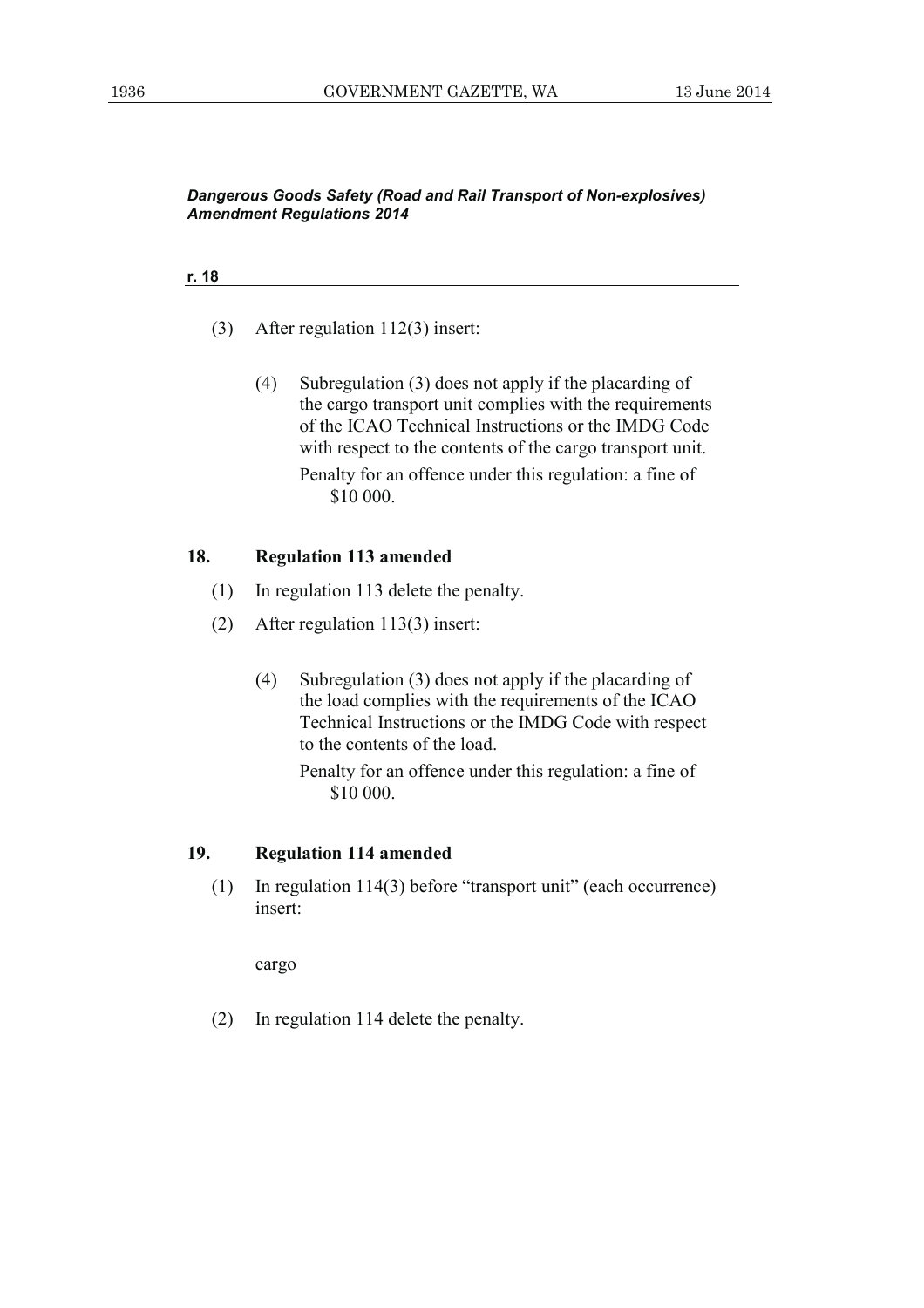*Dangerous Goods Safety (Road and Rail Transport of Non-explosives) Amendment Regulations 2014*

**r. 18**

(3) After regulation 112(3) insert:

> (4) Subregulation (3) does not apply if the placarding of the cargo transport unit complies with the requirements of the ICAO Technical Instructions or the IMDG Code with respect to the contents of the cargo transport unit.
>
> Penalty for an offence under this regulation: a fine of $10 000.

### 18. Regulation 113 amended

(1) In regulation 113 delete the penalty.

(2) After regulation 113(3) insert:

> (4) Subregulation (3) does not apply if the placarding of the load complies with the requirements of the ICAO Technical Instructions or the IMDG Code with respect to the contents of the load.
>
> Penalty for an offence under this regulation: a fine of $10 000.

### 19. Regulation 114 amended

(1) In regulation 114(3) before "transport unit" (each occurrence) insert:

> cargo

(2) In regulation 114 delete the penalty.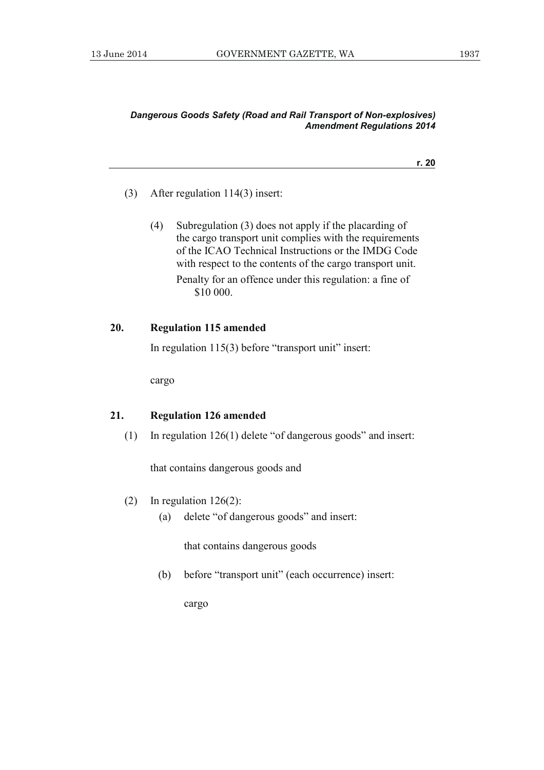(3) After regulation 114(3) insert:

> (4) Subregulation (3) does not apply if the placarding of the cargo transport unit complies with the requirements of the ICAO Technical Instructions or the IMDG Code with respect to the contents of the cargo transport unit.
>
> Penalty for an offence under this regulation: a fine of $10 000.

**20. Regulation 115 amended**

In regulation 115(3) before "transport unit" insert:

> cargo

**21. Regulation 126 amended**

(1) In regulation 126(1) delete "of dangerous goods" and insert:

> that contains dangerous goods and

(2) In regulation 126(2):

(a) delete "of dangerous goods" and insert:

> that contains dangerous goods

(b) before "transport unit" (each occurrence) insert:

> cargo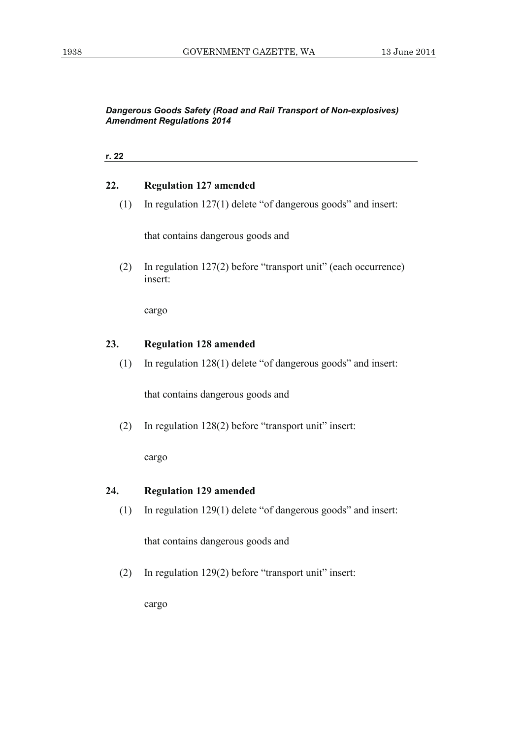## 22. Regulation 127 amended

(1) In regulation 127(1) delete "of dangerous goods" and insert:

that contains dangerous goods and

(2) In regulation 127(2) before "transport unit" (each occurrence) insert:

cargo

## 23. Regulation 128 amended

(1) In regulation 128(1) delete "of dangerous goods" and insert:

that contains dangerous goods and

(2) In regulation 128(2) before "transport unit" insert:

cargo

## 24. Regulation 129 amended

(1) In regulation 129(1) delete "of dangerous goods" and insert:

that contains dangerous goods and

(2) In regulation 129(2) before "transport unit" insert:

cargo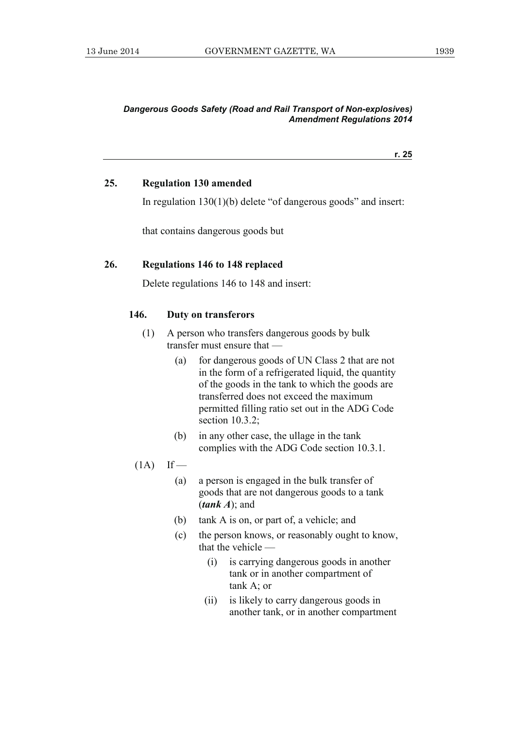**25. Regulation 130 amended**

In regulation 130(1)(b) delete "of dangerous goods" and insert:

that contains dangerous goods but

**26. Regulations 146 to 148 replaced**

Delete regulations 146 to 148 and insert:

**146. Duty on transferors**

(1) A person who transfers dangerous goods by bulk transfer must ensure that —

(a) for dangerous goods of UN Class 2 that are not in the form of a refrigerated liquid, the quantity of the goods in the tank to which the goods are transferred does not exceed the maximum permitted filling ratio set out in the ADG Code section 10.3.2;

(b) in any other case, the ullage in the tank complies with the ADG Code section 10.3.1.

(1A) If —

(a) a person is engaged in the bulk transfer of goods that are not dangerous goods to a tank (***tank A***); and

(b) tank A is on, or part of, a vehicle; and

(c) the person knows, or reasonably ought to know, that the vehicle —

(i) is carrying dangerous goods in another tank or in another compartment of tank A; or

(ii) is likely to carry dangerous goods in another tank, or in another compartment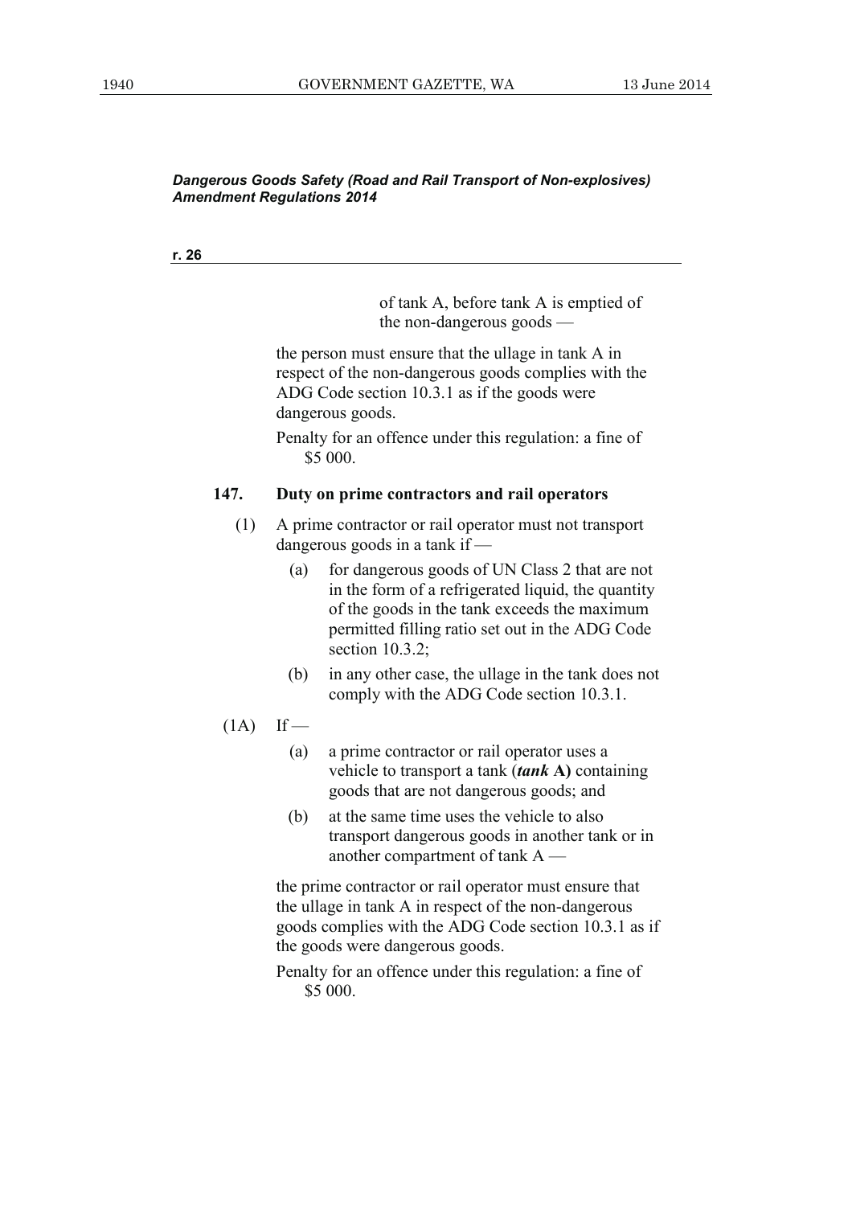of tank A, before tank A is emptied of the non-dangerous goods —

the person must ensure that the ullage in tank A in respect of the non-dangerous goods complies with the ADG Code section 10.3.1 as if the goods were dangerous goods.

Penalty for an offence under this regulation: a fine of $5 000.

**147. Duty on prime contractors and rail operators**

(1) A prime contractor or rail operator must not transport dangerous goods in a tank if —

(a) for dangerous goods of UN Class 2 that are not in the form of a refrigerated liquid, the quantity of the goods in the tank exceeds the maximum permitted filling ratio set out in the ADG Code section 10.3.2;

(b) in any other case, the ullage in the tank does not comply with the ADG Code section 10.3.1.

(1A) If —

(a) a prime contractor or rail operator uses a vehicle to transport a tank (***tank* A)** containing goods that are not dangerous goods; and

(b) at the same time uses the vehicle to also transport dangerous goods in another tank or in another compartment of tank A —

the prime contractor or rail operator must ensure that the ullage in tank A in respect of the non-dangerous goods complies with the ADG Code section 10.3.1 as if the goods were dangerous goods.

Penalty for an offence under this regulation: a fine of $5 000.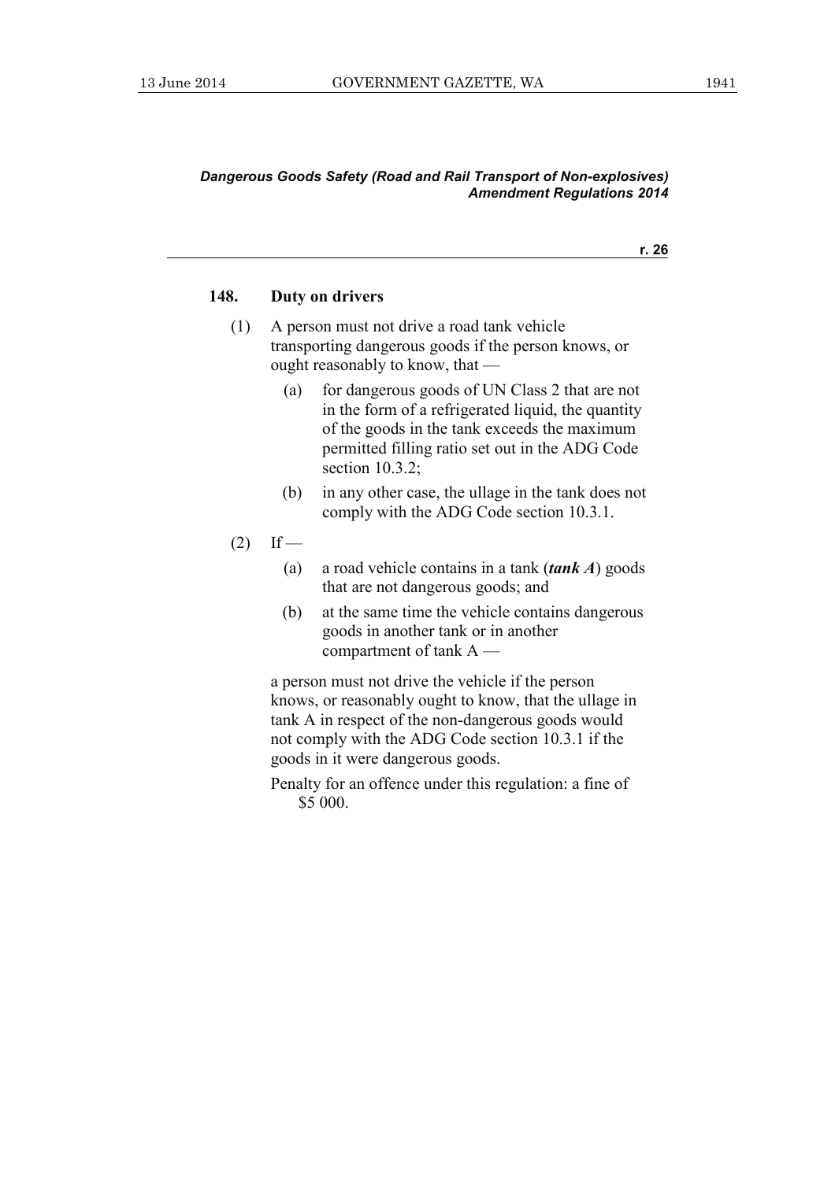### 148. Duty on drivers

(1) A person must not drive a road tank vehicle transporting dangerous goods if the person knows, or ought reasonably to know, that —

  (a) for dangerous goods of UN Class 2 that are not in the form of a refrigerated liquid, the quantity of the goods in the tank exceeds the maximum permitted filling ratio set out in the ADG Code section 10.3.2;

  (b) in any other case, the ullage in the tank does not comply with the ADG Code section 10.3.1.

(2) If —

  (a) a road vehicle contains in a tank (***tank A***) goods that are not dangerous goods; and

  (b) at the same time the vehicle contains dangerous goods in another tank or in another compartment of tank A —

a person must not drive the vehicle if the person knows, or reasonably ought to know, that the ullage in tank A in respect of the non-dangerous goods would not comply with the ADG Code section 10.3.1 if the goods in it were dangerous goods.

Penalty for an offence under this regulation: a fine of $5 000.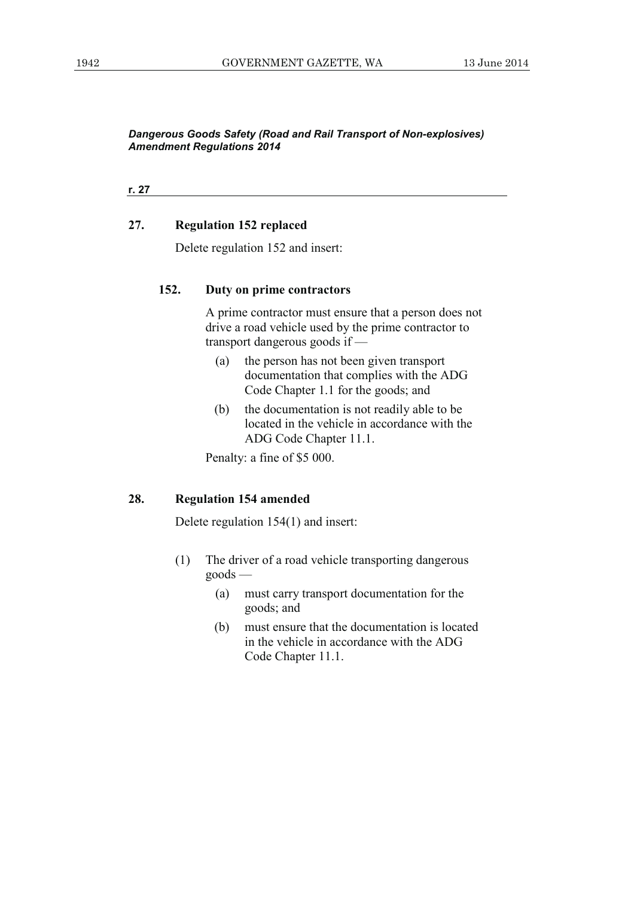*Dangerous Goods Safety (Road and Rail Transport of Non-explosives) Amendment Regulations 2014*

**r. 27**

### 27. Regulation 152 replaced

Delete regulation 152 and insert:

**152. Duty on prime contractors**

A prime contractor must ensure that a person does not drive a road vehicle used by the prime contractor to transport dangerous goods if —

(a) the person has not been given transport documentation that complies with the ADG Code Chapter 1.1 for the goods; and

(b) the documentation is not readily able to be located in the vehicle in accordance with the ADG Code Chapter 11.1.

Penalty: a fine of $5 000.

### 28. Regulation 154 amended

Delete regulation 154(1) and insert:

(1) The driver of a road vehicle transporting dangerous goods —

(a) must carry transport documentation for the goods; and

(b) must ensure that the documentation is located in the vehicle in accordance with the ADG Code Chapter 11.1.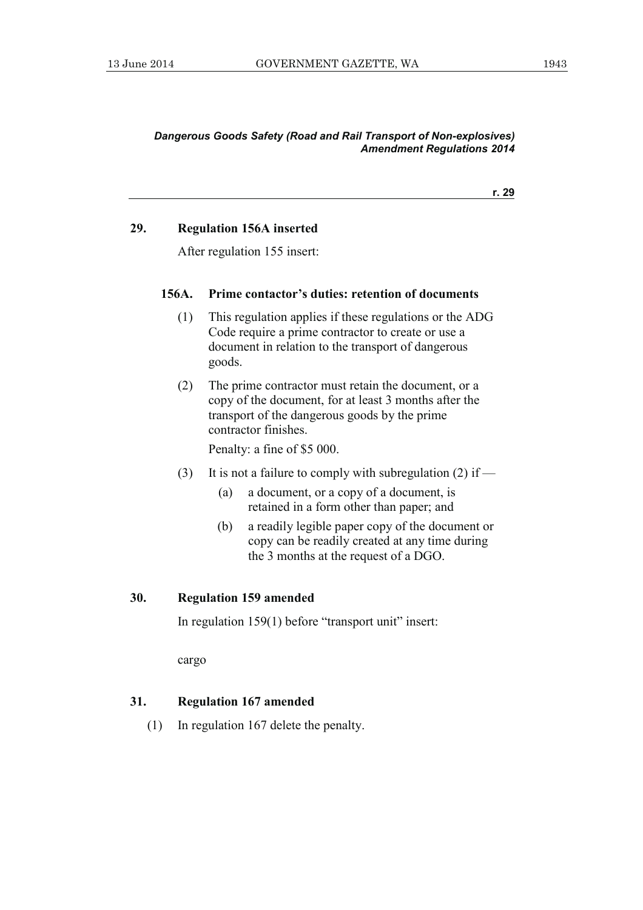## 29. Regulation 156A inserted

After regulation 155 insert:

### 156A. Prime contactor's duties: retention of documents

(1) This regulation applies if these regulations or the ADG Code require a prime contractor to create or use a document in relation to the transport of dangerous goods.

(2) The prime contractor must retain the document, or a copy of the document, for at least 3 months after the transport of the dangerous goods by the prime contractor finishes.

Penalty: a fine of $5 000.

(3) It is not a failure to comply with subregulation (2) if —

(a) a document, or a copy of a document, is retained in a form other than paper; and

(b) a readily legible paper copy of the document or copy can be readily created at any time during the 3 months at the request of a DGO.

## 30. Regulation 159 amended

In regulation 159(1) before "transport unit" insert:

cargo

## 31. Regulation 167 amended

(1) In regulation 167 delete the penalty.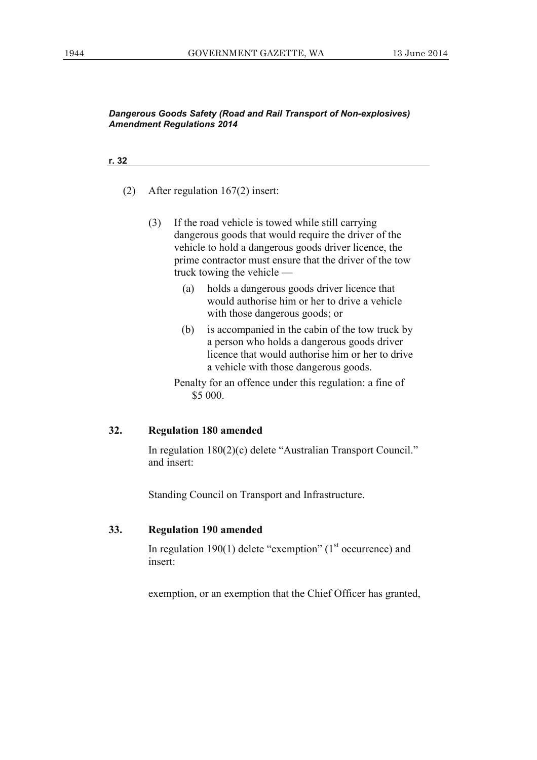(2) After regulation 167(2) insert:

> (3) If the road vehicle is towed while still carrying dangerous goods that would require the driver of the vehicle to hold a dangerous goods driver licence, the prime contractor must ensure that the driver of the tow truck towing the vehicle —
>
> (a) holds a dangerous goods driver licence that would authorise him or her to drive a vehicle with those dangerous goods; or
>
> (b) is accompanied in the cabin of the tow truck by a person who holds a dangerous goods driver licence that would authorise him or her to drive a vehicle with those dangerous goods.
>
> Penalty for an offence under this regulation: a fine of $5 000.

## 32. Regulation 180 amended

In regulation 180(2)(c) delete "Australian Transport Council." and insert:

> Standing Council on Transport and Infrastructure.

## 33. Regulation 190 amended

In regulation 190(1) delete "exemption" (1st occurrence) and insert:

> exemption, or an exemption that the Chief Officer has granted,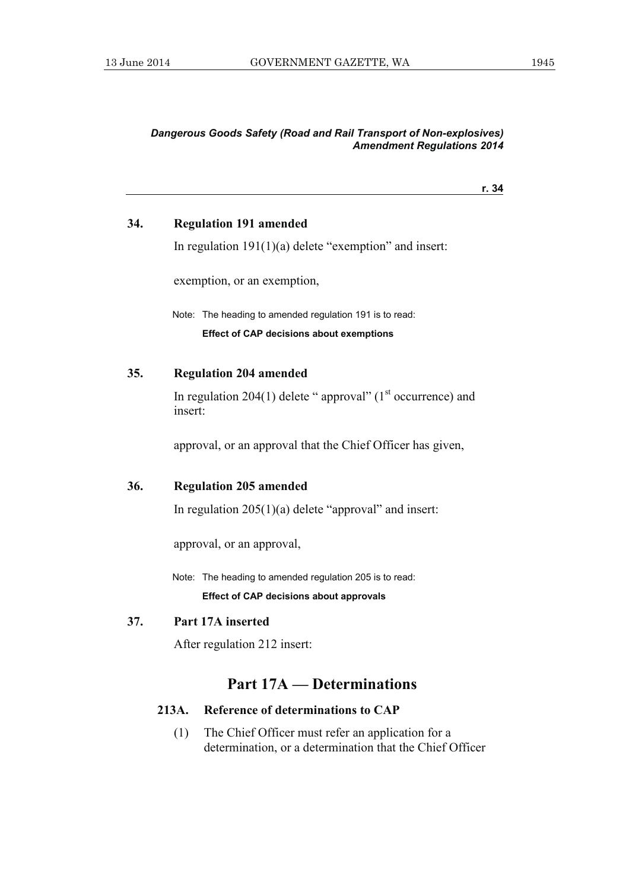**34. Regulation 191 amended**

In regulation 191(1)(a) delete "exemption" and insert:

exemption, or an exemption,

Note: The heading to amended regulation 191 is to read:

**Effect of CAP decisions about exemptions**

**35. Regulation 204 amended**

In regulation 204(1) delete " approval" (1st occurrence) and insert:

approval, or an approval that the Chief Officer has given,

**36. Regulation 205 amended**

In regulation 205(1)(a) delete "approval" and insert:

approval, or an approval,

Note: The heading to amended regulation 205 is to read:

**Effect of CAP decisions about approvals**

**37. Part 17A inserted**

After regulation 212 insert:

## Part 17A — Determinations

**213A. Reference of determinations to CAP**

(1) The Chief Officer must refer an application for a determination, or a determination that the Chief Officer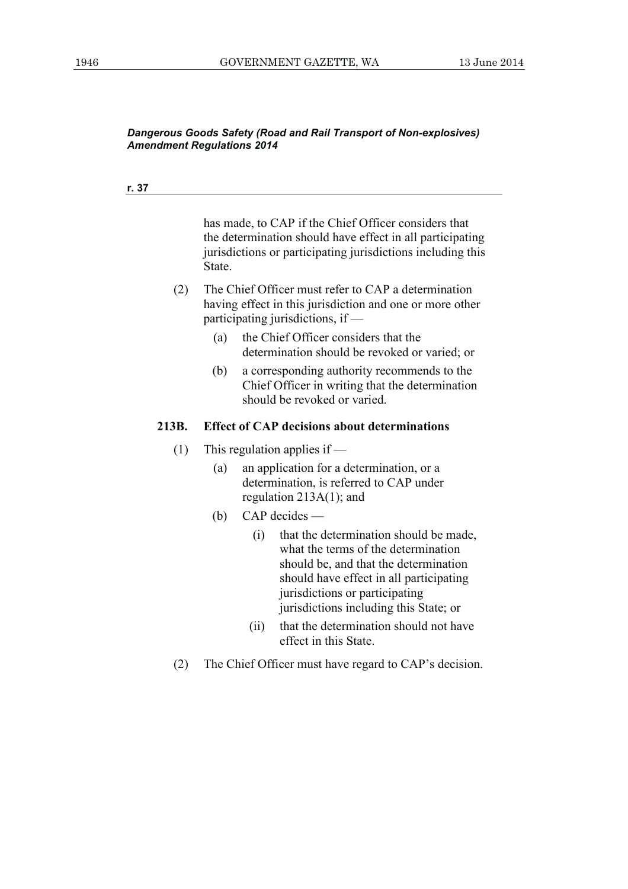has made, to CAP if the Chief Officer considers that the determination should have effect in all participating jurisdictions or participating jurisdictions including this State.

(2) The Chief Officer must refer to CAP a determination having effect in this jurisdiction and one or more other participating jurisdictions, if —

(a) the Chief Officer considers that the determination should be revoked or varied; or

(b) a corresponding authority recommends to the Chief Officer in writing that the determination should be revoked or varied.

**213B. Effect of CAP decisions about determinations**

(1) This regulation applies if —

(a) an application for a determination, or a determination, is referred to CAP under regulation 213A(1); and

(b) CAP decides —

(i) that the determination should be made, what the terms of the determination should be, and that the determination should have effect in all participating jurisdictions or participating jurisdictions including this State; or

(ii) that the determination should not have effect in this State.

(2) The Chief Officer must have regard to CAP's decision.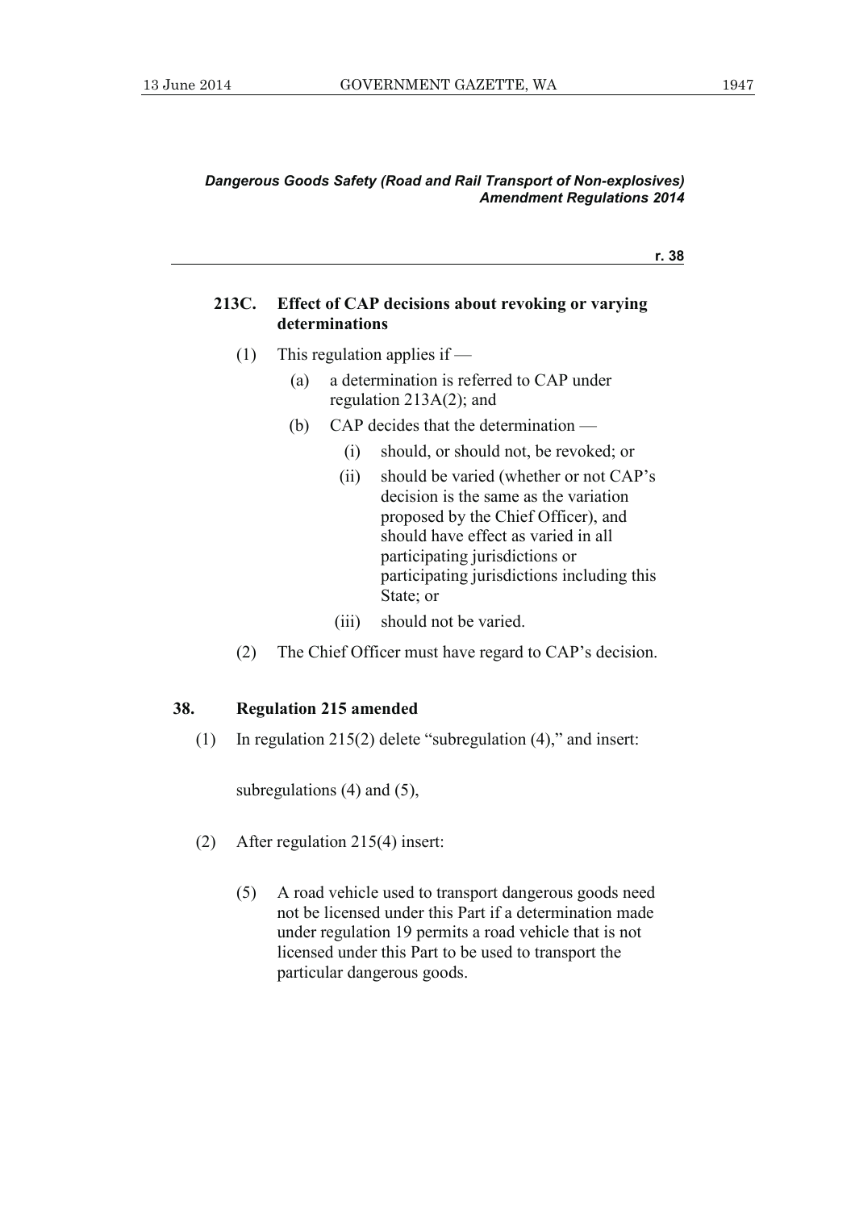### 213C. Effect of CAP decisions about revoking or varying determinations

(1) This regulation applies if —

(a) a determination is referred to CAP under regulation 213A(2); and

(b) CAP decides that the determination —

(i) should, or should not, be revoked; or

(ii) should be varied (whether or not CAP's decision is the same as the variation proposed by the Chief Officer), and should have effect as varied in all participating jurisdictions or participating jurisdictions including this State; or

(iii) should not be varied.

(2) The Chief Officer must have regard to CAP's decision.

## 38. Regulation 215 amended

(1) In regulation 215(2) delete "subregulation (4)," and insert:

subregulations (4) and (5),

(2) After regulation 215(4) insert:

(5) A road vehicle used to transport dangerous goods need not be licensed under this Part if a determination made under regulation 19 permits a road vehicle that is not licensed under this Part to be used to transport the particular dangerous goods.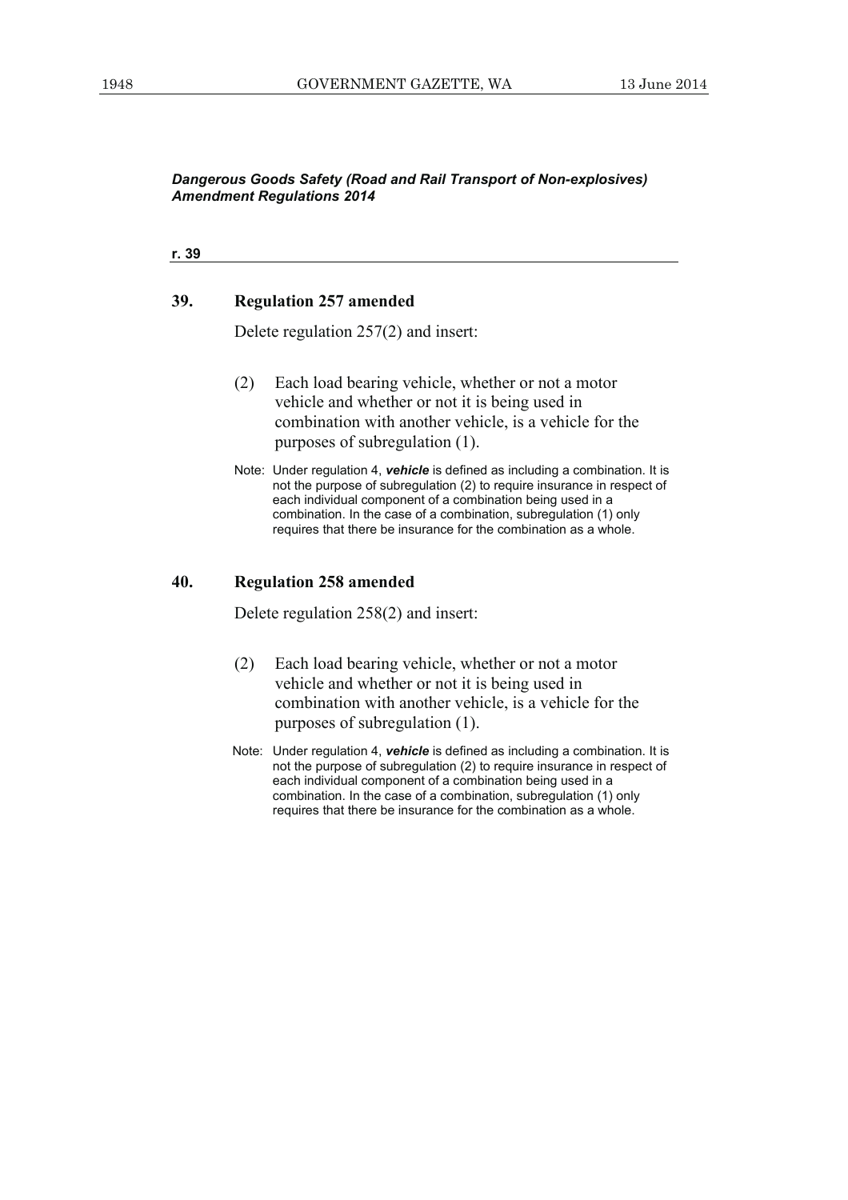## 39. Regulation 257 amended

Delete regulation 257(2) and insert:

> (2) Each load bearing vehicle, whether or not a motor vehicle and whether or not it is being used in combination with another vehicle, is a vehicle for the purposes of subregulation (1).
>
> Note: Under regulation 4, ***vehicle*** is defined as including a combination. It is not the purpose of subregulation (2) to require insurance in respect of each individual component of a combination being used in a combination. In the case of a combination, subregulation (1) only requires that there be insurance for the combination as a whole.

## 40. Regulation 258 amended

Delete regulation 258(2) and insert:

> (2) Each load bearing vehicle, whether or not a motor vehicle and whether or not it is being used in combination with another vehicle, is a vehicle for the purposes of subregulation (1).
>
> Note: Under regulation 4, ***vehicle*** is defined as including a combination. It is not the purpose of subregulation (2) to require insurance in respect of each individual component of a combination being used in a combination. In the case of a combination, subregulation (1) only requires that there be insurance for the combination as a whole.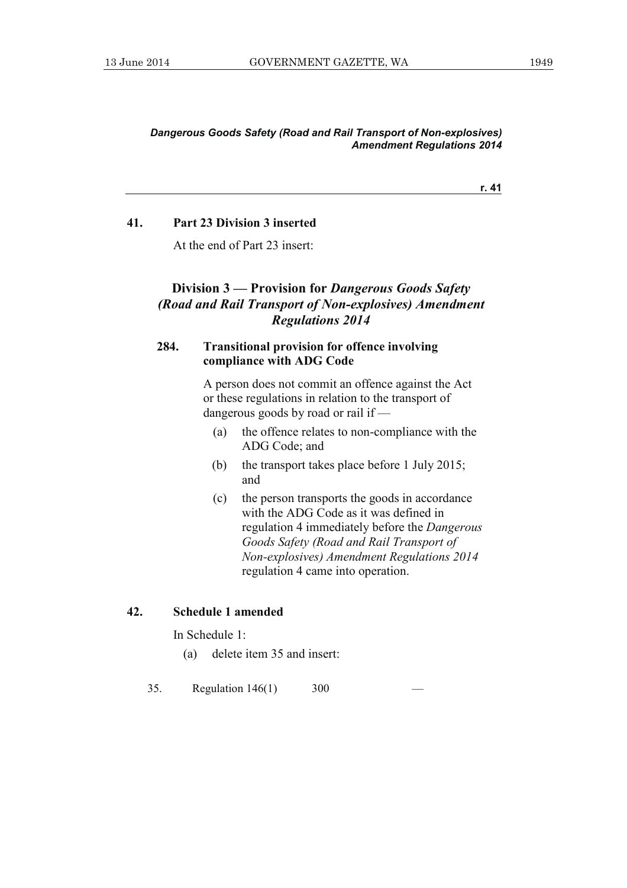**41. Part 23 Division 3 inserted**

At the end of Part 23 insert:

## Division 3 — Provision for *Dangerous Goods Safety (Road and Rail Transport of Non-explosives) Amendment Regulations 2014*

**284. Transitional provision for offence involving compliance with ADG Code**

A person does not commit an offence against the Act or these regulations in relation to the transport of dangerous goods by road or rail if —

(a) the offence relates to non-compliance with the ADG Code; and

(b) the transport takes place before 1 July 2015; and

(c) the person transports the goods in accordance with the ADG Code as it was defined in regulation 4 immediately before the *Dangerous Goods Safety (Road and Rail Transport of Non-explosives) Amendment Regulations 2014* regulation 4 came into operation.

**42. Schedule 1 amended**

In Schedule 1:

(a) delete item 35 and insert:

| | | | |
|---|---|---|---|
| 35. | Regulation 146(1) | 300 | — |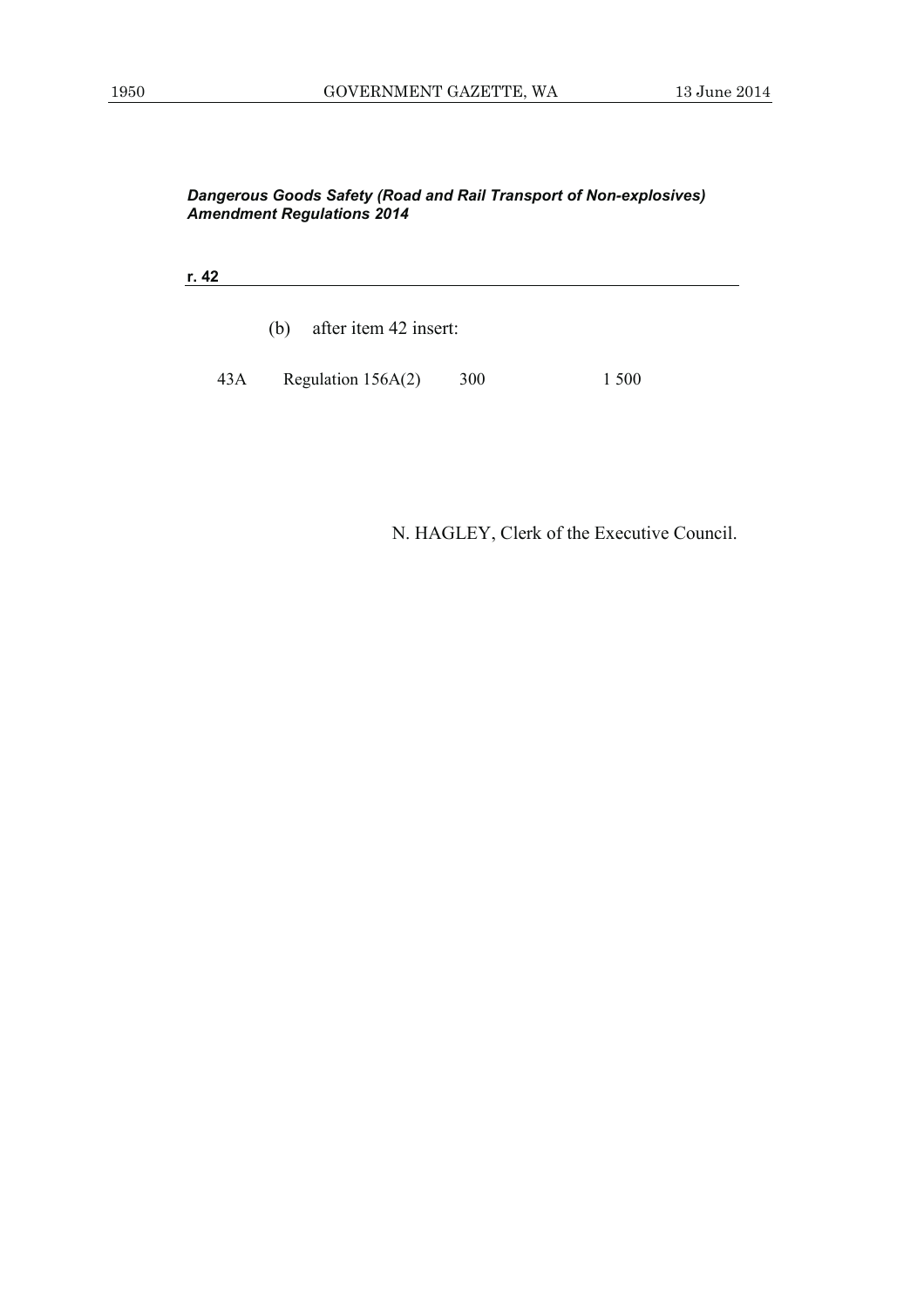*Dangerous Goods Safety (Road and Rail Transport of Non-explosives) Amendment Regulations 2014*

**r. 42**

(b) after item 42 insert:

| | | | |
|---|---|---|---|
| 43A | Regulation 156A(2) | 300 | 1 500 |

N. HAGLEY, Clerk of the Executive Council.